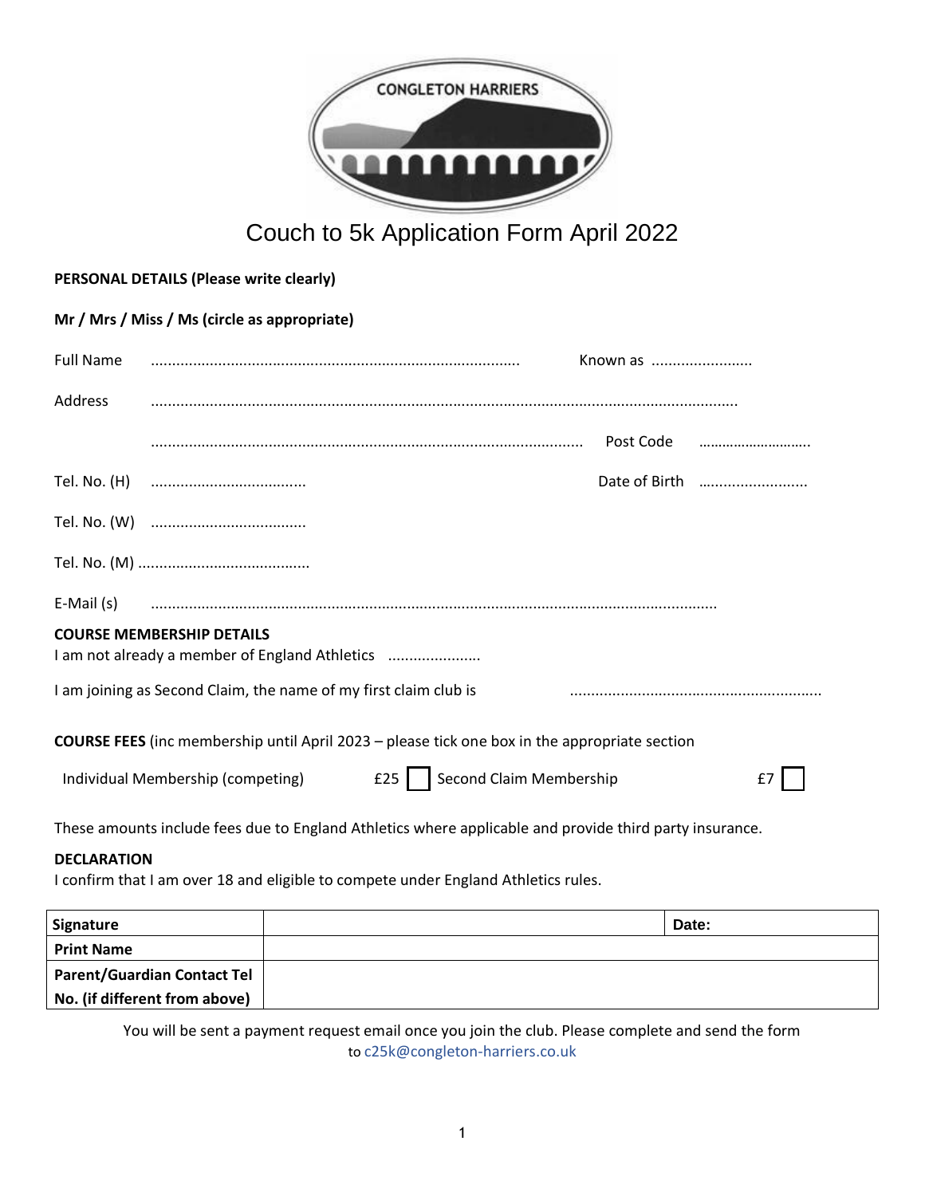CONGLETON HARRIERS

# Couch to 5k Application Form April 2022

**PERSONAL DETAILS (Please write clearly)**

**Mr / Mrs / Miss / Ms (circle as appropriate)**

Full Name ........................................................................................ Known as ........................

Address ..........................................................................................................................................

........................................................................................................ Post Code ............................

Tel. No. (H) ..................................... Date of Birth ..........................

Tel. No. (W) .....................................

Tel. No. (M) .........................................

E-Mail (s) .....................................................................................................................................

**COURSE MEMBERSHIP DETAILS**

I am not already a member of England Athletics ......................

I am joining as Second Claim, the name of my first claim club is ...........................................................

**COURSE FEES** (inc membership until April 2023 – please tick one box in the appropriate section

Individual Membership (competing) £25 ☐ Second Claim Membership £7 ☐

These amounts include fees due to England Athletics where applicable and provide third party insurance.

**DECLARATION**

I confirm that I am over 18 and eligible to compete under England Athletics rules.

| **Signature** | | **Date:** |
|---|---|---|
| **Print Name** | | |
| **Parent/Guardian Contact Tel No. (if different from above)** | | |

You will be sent a payment request email once you join the club. Please complete and send the form to c25k@congleton-harriers.co.uk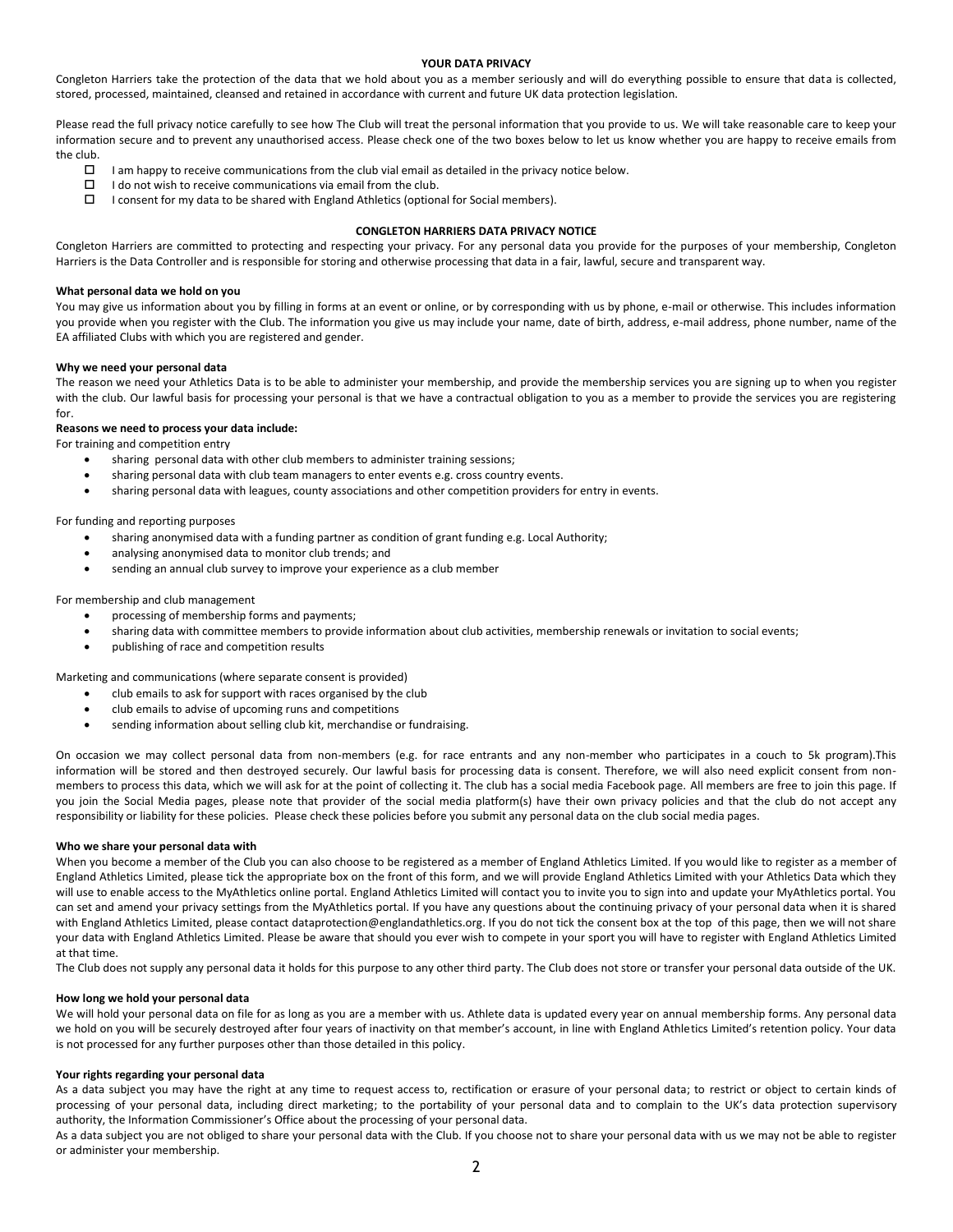## YOUR DATA PRIVACY

Congleton Harriers take the protection of the data that we hold about you as a member seriously and will do everything possible to ensure that data is collected, stored, processed, maintained, cleansed and retained in accordance with current and future UK data protection legislation.

Please read the full privacy notice carefully to see how The Club will treat the personal information that you provide to us. We will take reasonable care to keep your information secure and to prevent any unauthorised access. Please check one of the two boxes below to let us know whether you are happy to receive emails from the club.

- ☐ I am happy to receive communications from the club vial email as detailed in the privacy notice below.
- ☐ I do not wish to receive communications via email from the club.
- ☐ I consent for my data to be shared with England Athletics (optional for Social members).

## CONGLETON HARRIERS DATA PRIVACY NOTICE

Congleton Harriers are committed to protecting and respecting your privacy. For any personal data you provide for the purposes of your membership, Congleton Harriers is the Data Controller and is responsible for storing and otherwise processing that data in a fair, lawful, secure and transparent way.

### What personal data we hold on you

You may give us information about you by filling in forms at an event or online, or by corresponding with us by phone, e-mail or otherwise. This includes information you provide when you register with the Club. The information you give us may include your name, date of birth, address, e-mail address, phone number, name of the EA affiliated Clubs with which you are registered and gender.

### Why we need your personal data

The reason we need your Athletics Data is to be able to administer your membership, and provide the membership services you are signing up to when you register with the club. Our lawful basis for processing your personal is that we have a contractual obligation to you as a member to provide the services you are registering for.

**Reasons we need to process your data include:**

For training and competition entry

- sharing personal data with other club members to administer training sessions;
- sharing personal data with club team managers to enter events e.g. cross country events.
- sharing personal data with leagues, county associations and other competition providers for entry in events.

For funding and reporting purposes

- sharing anonymised data with a funding partner as condition of grant funding e.g. Local Authority;
- analysing anonymised data to monitor club trends; and
- sending an annual club survey to improve your experience as a club member

For membership and club management

- processing of membership forms and payments;
- sharing data with committee members to provide information about club activities, membership renewals or invitation to social events;
- publishing of race and competition results

Marketing and communications (where separate consent is provided)

- club emails to ask for support with races organised by the club
- club emails to advise of upcoming runs and competitions
- sending information about selling club kit, merchandise or fundraising.

On occasion we may collect personal data from non-members (e.g. for race entrants and any non-member who participates in a couch to 5k program).This information will be stored and then destroyed securely. Our lawful basis for processing data is consent. Therefore, we will also need explicit consent from non-members to process this data, which we will ask for at the point of collecting it. The club has a social media Facebook page. All members are free to join this page. If you join the Social Media pages, please note that provider of the social media platform(s) have their own privacy policies and that the club do not accept any responsibility or liability for these policies. Please check these policies before you submit any personal data on the club social media pages.

### Who we share your personal data with

When you become a member of the Club you can also choose to be registered as a member of England Athletics Limited. If you would like to register as a member of England Athletics Limited, please tick the appropriate box on the front of this form, and we will provide England Athletics Limited with your Athletics Data which they will use to enable access to the MyAthletics online portal. England Athletics Limited will contact you to invite you to sign into and update your MyAthletics portal. You can set and amend your privacy settings from the MyAthletics portal. If you have any questions about the continuing privacy of your personal data when it is shared with England Athletics Limited, please contact dataprotection@englandathletics.org. If you do not tick the consent box at the top of this page, then we will not share your data with England Athletics Limited. Please be aware that should you ever wish to compete in your sport you will have to register with England Athletics Limited at that time.

The Club does not supply any personal data it holds for this purpose to any other third party. The Club does not store or transfer your personal data outside of the UK.

### How long we hold your personal data

We will hold your personal data on file for as long as you are a member with us. Athlete data is updated every year on annual membership forms. Any personal data we hold on you will be securely destroyed after four years of inactivity on that member's account, in line with England Athletics Limited's retention policy. Your data is not processed for any further purposes other than those detailed in this policy.

### Your rights regarding your personal data

As a data subject you may have the right at any time to request access to, rectification or erasure of your personal data; to restrict or object to certain kinds of processing of your personal data, including direct marketing; to the portability of your personal data and to complain to the UK's data protection supervisory authority, the Information Commissioner's Office about the processing of your personal data.

As a data subject you are not obliged to share your personal data with the Club. If you choose not to share your personal data with us we may not be able to register or administer your membership.